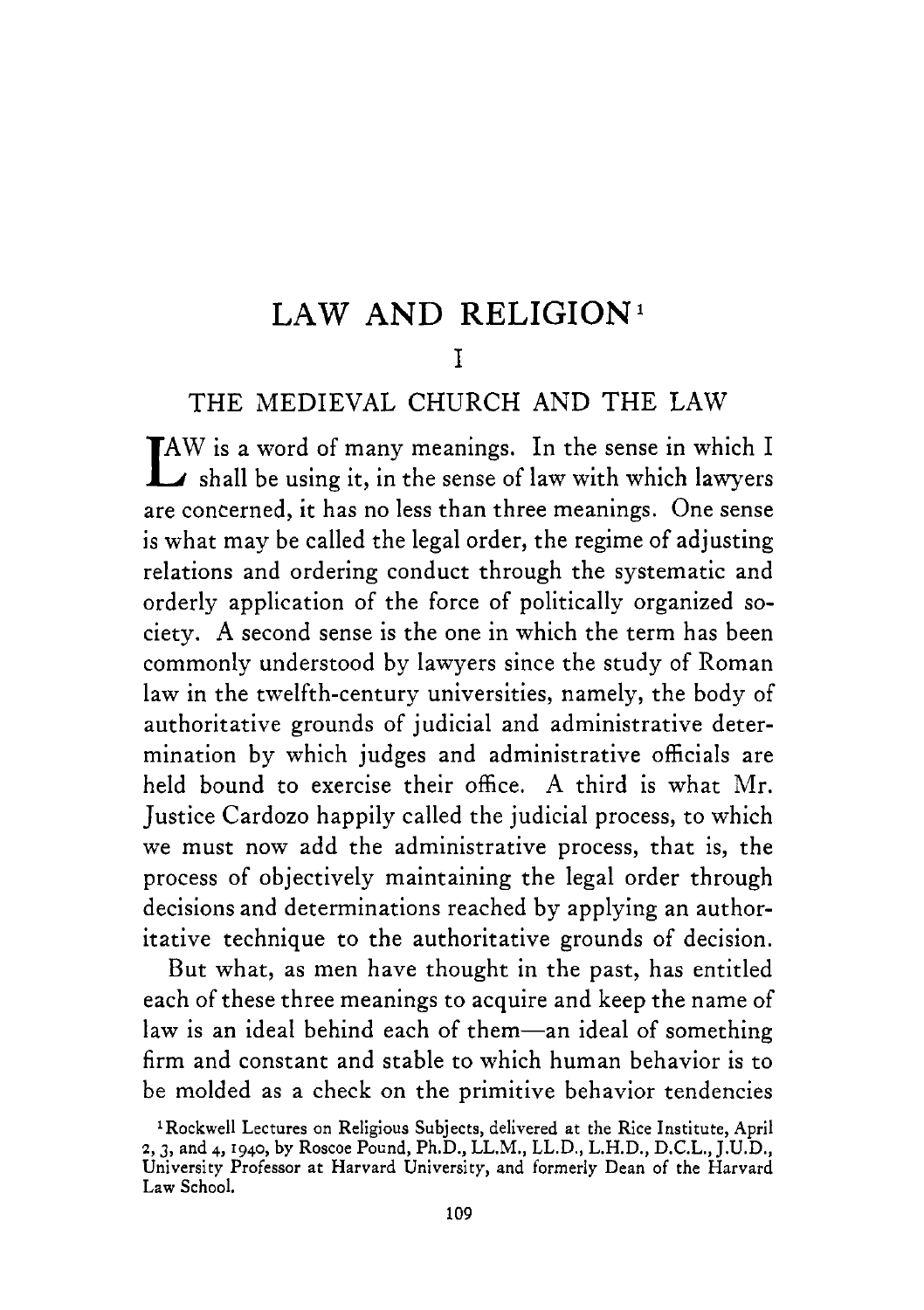# LAW AND RELIGION[1]

## I

## THE MEDIEVAL CHURCH AND THE LAW

LAW is a word of many meanings. In the sense in which I shall be using it, in the sense of law with which lawyers are concerned, it has no less than three meanings. One sense is what may be called the legal order, the regime of adjusting relations and ordering conduct through the systematic and orderly application of the force of politically organized society. A second sense is the one in which the term has been commonly understood by lawyers since the study of Roman law in the twelfth-century universities, namely, the body of authoritative grounds of judicial and administrative determination by which judges and administrative officials are held bound to exercise their office. A third is what Mr. Justice Cardozo happily called the judicial process, to which we must now add the administrative process, that is, the process of objectively maintaining the legal order through decisions and determinations reached by applying an authoritative technique to the authoritative grounds of decision.

But what, as men have thought in the past, has entitled each of these three meanings to acquire and keep the name of law is an ideal behind each of them—an ideal of something firm and constant and stable to which human behavior is to be molded as a check on the primitive behavior tendencies

[1]Rockwell Lectures on Religious Subjects, delivered at the Rice Institute, April 2, 3, and 4, 1940, by Roscoe Pound, Ph.D., LL.M., LL.D., L.H.D., D.C.L., J.U.D., University Professor at Harvard University, and formerly Dean of the Harvard Law School.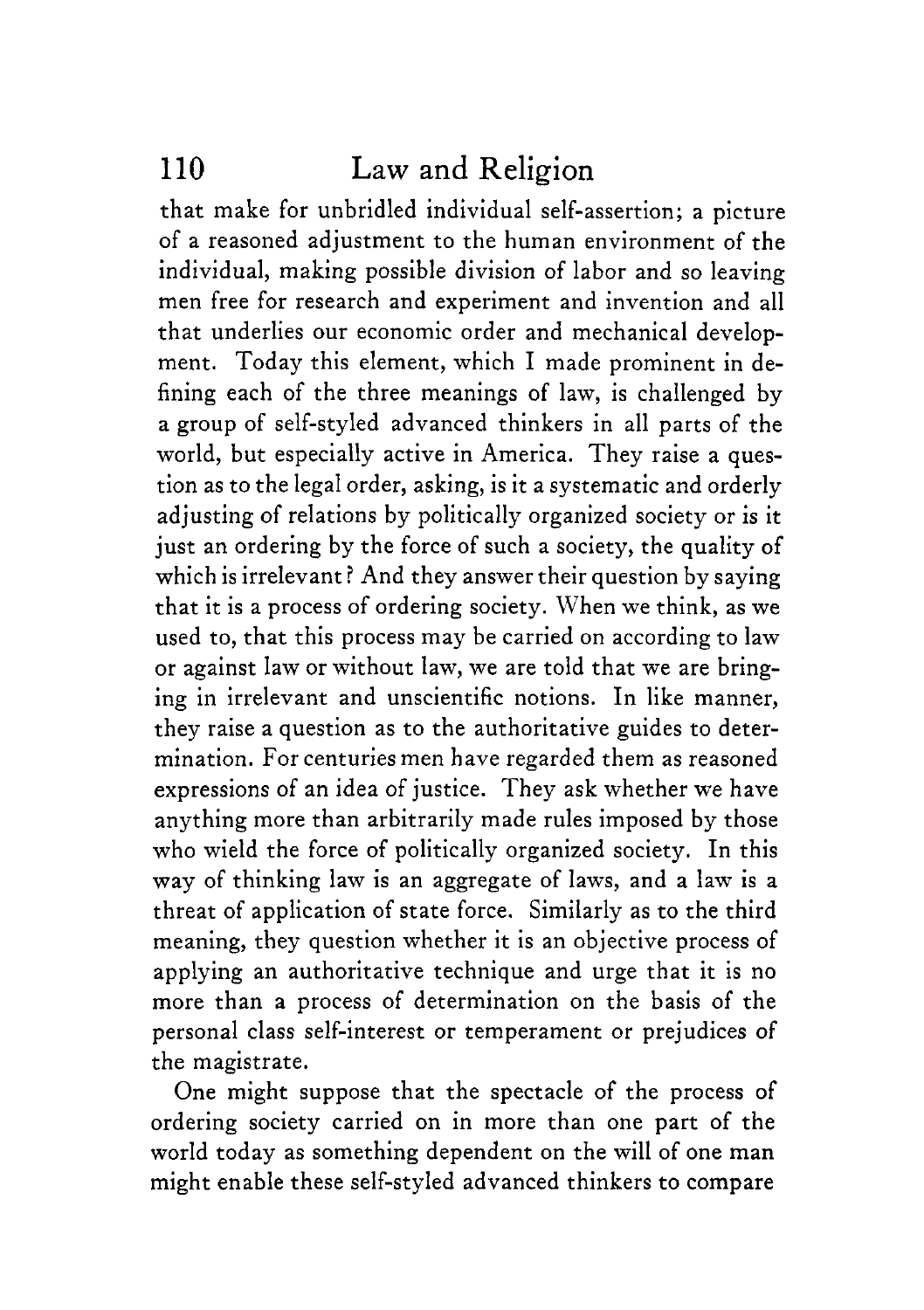that make for unbridled individual self-assertion; a picture of a reasoned adjustment to the human environment of the individual, making possible division of labor and so leaving men free for research and experiment and invention and all that underlies our economic order and mechanical development. Today this element, which I made prominent in defining each of the three meanings of law, is challenged by a group of self-styled advanced thinkers in all parts of the world, but especially active in America. They raise a question as to the legal order, asking, is it a systematic and orderly adjusting of relations by politically organized society or is it just an ordering by the force of such a society, the quality of which is irrelevant? And they answer their question by saying that it is a process of ordering society. When we think, as we used to, that this process may be carried on according to law or against law or without law, we are told that we are bringing in irrelevant and unscientific notions. In like manner, they raise a question as to the authoritative guides to determination. For centuries men have regarded them as reasoned expressions of an idea of justice. They ask whether we have anything more than arbitrarily made rules imposed by those who wield the force of politically organized society. In this way of thinking law is an aggregate of laws, and a law is a threat of application of state force. Similarly as to the third meaning, they question whether it is an objective process of applying an authoritative technique and urge that it is no more than a process of determination on the basis of the personal class self-interest or temperament or prejudices of the magistrate.

One might suppose that the spectacle of the process of ordering society carried on in more than one part of the world today as something dependent on the will of one man might enable these self-styled advanced thinkers to compare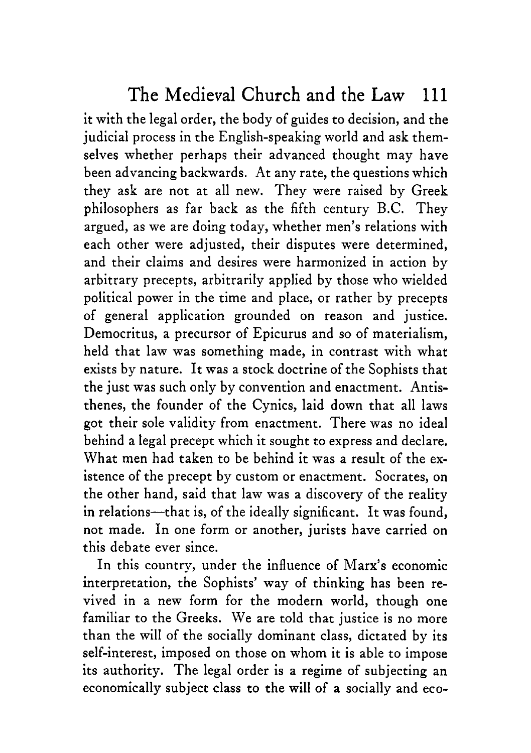it with the legal order, the body of guides to decision, and the judicial process in the English-speaking world and ask themselves whether perhaps their advanced thought may have been advancing backwards. At any rate, the questions which they ask are not at all new. They were raised by Greek philosophers as far back as the fifth century B.C. They argued, as we are doing today, whether men's relations with each other were adjusted, their disputes were determined, and their claims and desires were harmonized in action by arbitrary precepts, arbitrarily applied by those who wielded political power in the time and place, or rather by precepts of general application grounded on reason and justice. Democritus, a precursor of Epicurus and so of materialism, held that law was something made, in contrast with what exists by nature. It was a stock doctrine of the Sophists that the just was such only by convention and enactment. Antisthenes, the founder of the Cynics, laid down that all laws got their sole validity from enactment. There was no ideal behind a legal precept which it sought to express and declare. What men had taken to be behind it was a result of the existence of the precept by custom or enactment. Socrates, on the other hand, said that law was a discovery of the reality in relations—that is, of the ideally significant. It was found, not made. In one form or another, jurists have carried on this debate ever since.

In this country, under the influence of Marx's economic interpretation, the Sophists' way of thinking has been revived in a new form for the modern world, though one familiar to the Greeks. We are told that justice is no more than the will of the socially dominant class, dictated by its self-interest, imposed on those on whom it is able to impose its authority. The legal order is a regime of subjecting an economically subject class to the will of a socially and eco-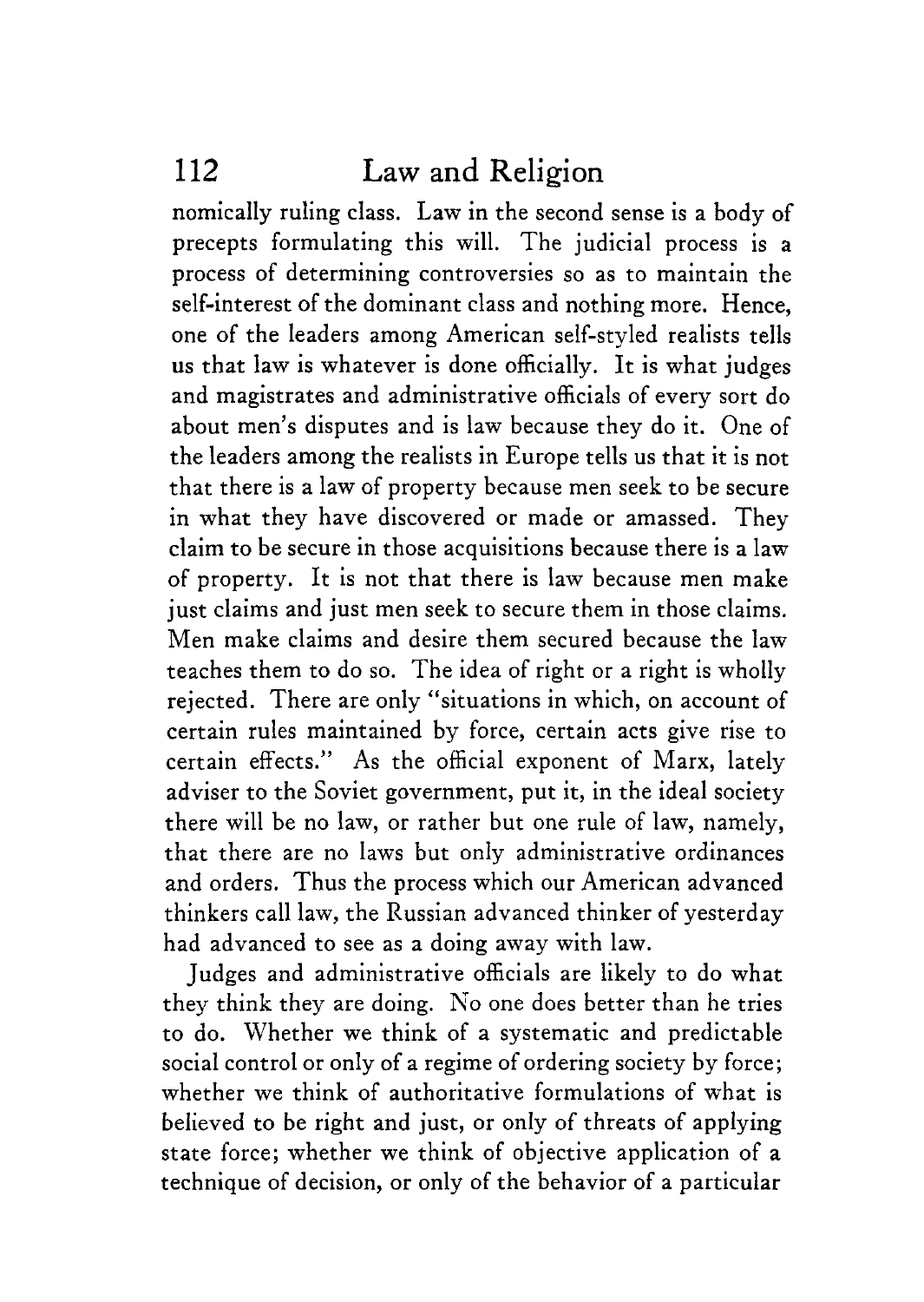nomically ruling class. Law in the second sense is a body of precepts formulating this will. The judicial process is a process of determining controversies so as to maintain the self-interest of the dominant class and nothing more. Hence, one of the leaders among American self-styled realists tells us that law is whatever is done officially. It is what judges and magistrates and administrative officials of every sort do about men's disputes and is law because they do it. One of the leaders among the realists in Europe tells us that it is not that there is a law of property because men seek to be secure in what they have discovered or made or amassed. They claim to be secure in those acquisitions because there is a law of property. It is not that there is law because men make just claims and just men seek to secure them in those claims. Men make claims and desire them secured because the law teaches them to do so. The idea of right or a right is wholly rejected. There are only "situations in which, on account of certain rules maintained by force, certain acts give rise to certain effects." As the official exponent of Marx, lately adviser to the Soviet government, put it, in the ideal society there will be no law, or rather but one rule of law, namely, that there are no laws but only administrative ordinances and orders. Thus the process which our American advanced thinkers call law, the Russian advanced thinker of yesterday had advanced to see as a doing away with law.

Judges and administrative officials are likely to do what they think they are doing. No one does better than he tries to do. Whether we think of a systematic and predictable social control or only of a regime of ordering society by force; whether we think of authoritative formulations of what is believed to be right and just, or only of threats of applying state force; whether we think of objective application of a technique of decision, or only of the behavior of a particular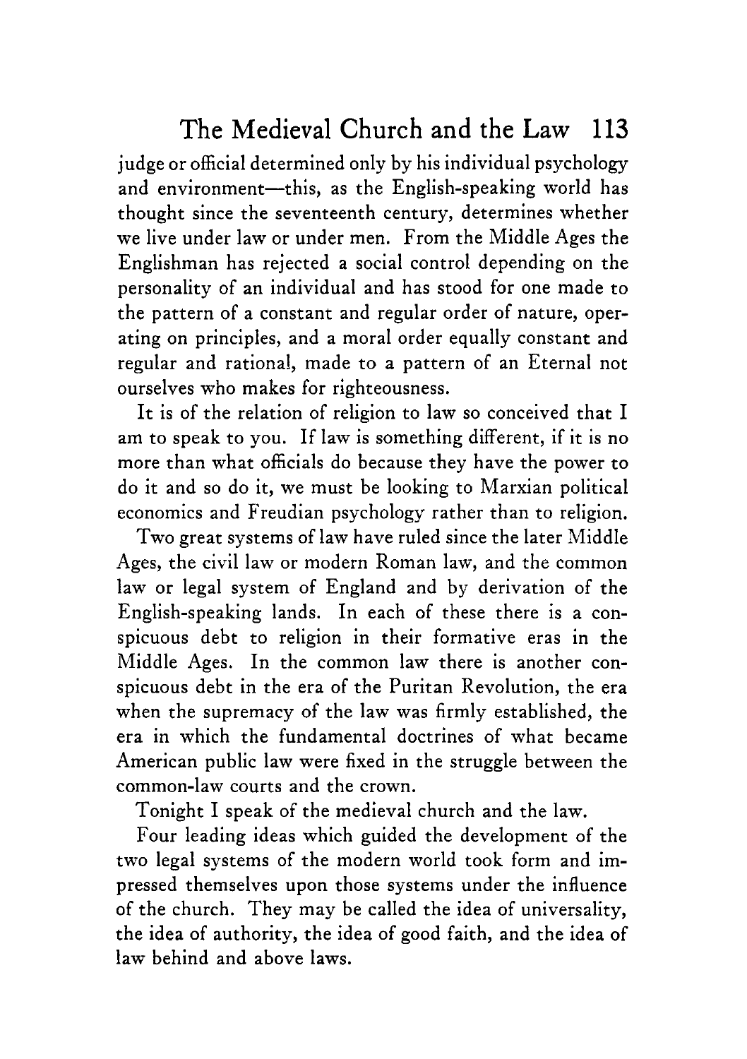judge or official determined only by his individual psychology and environment—this, as the English-speaking world has thought since the seventeenth century, determines whether we live under law or under men. From the Middle Ages the Englishman has rejected a social control depending on the personality of an individual and has stood for one made to the pattern of a constant and regular order of nature, operating on principles, and a moral order equally constant and regular and rational, made to a pattern of an Eternal not ourselves who makes for righteousness.

It is of the relation of religion to law so conceived that I am to speak to you. If law is something different, if it is no more than what officials do because they have the power to do it and so do it, we must be looking to Marxian political economics and Freudian psychology rather than to religion.

Two great systems of law have ruled since the later Middle Ages, the civil law or modern Roman law, and the common law or legal system of England and by derivation of the English-speaking lands. In each of these there is a conspicuous debt to religion in their formative eras in the Middle Ages. In the common law there is another conspicuous debt in the era of the Puritan Revolution, the era when the supremacy of the law was firmly established, the era in which the fundamental doctrines of what became American public law were fixed in the struggle between the common-law courts and the crown.

Tonight I speak of the medieval church and the law.

Four leading ideas which guided the development of the two legal systems of the modern world took form and impressed themselves upon those systems under the influence of the church. They may be called the idea of universality, the idea of authority, the idea of good faith, and the idea of law behind and above laws.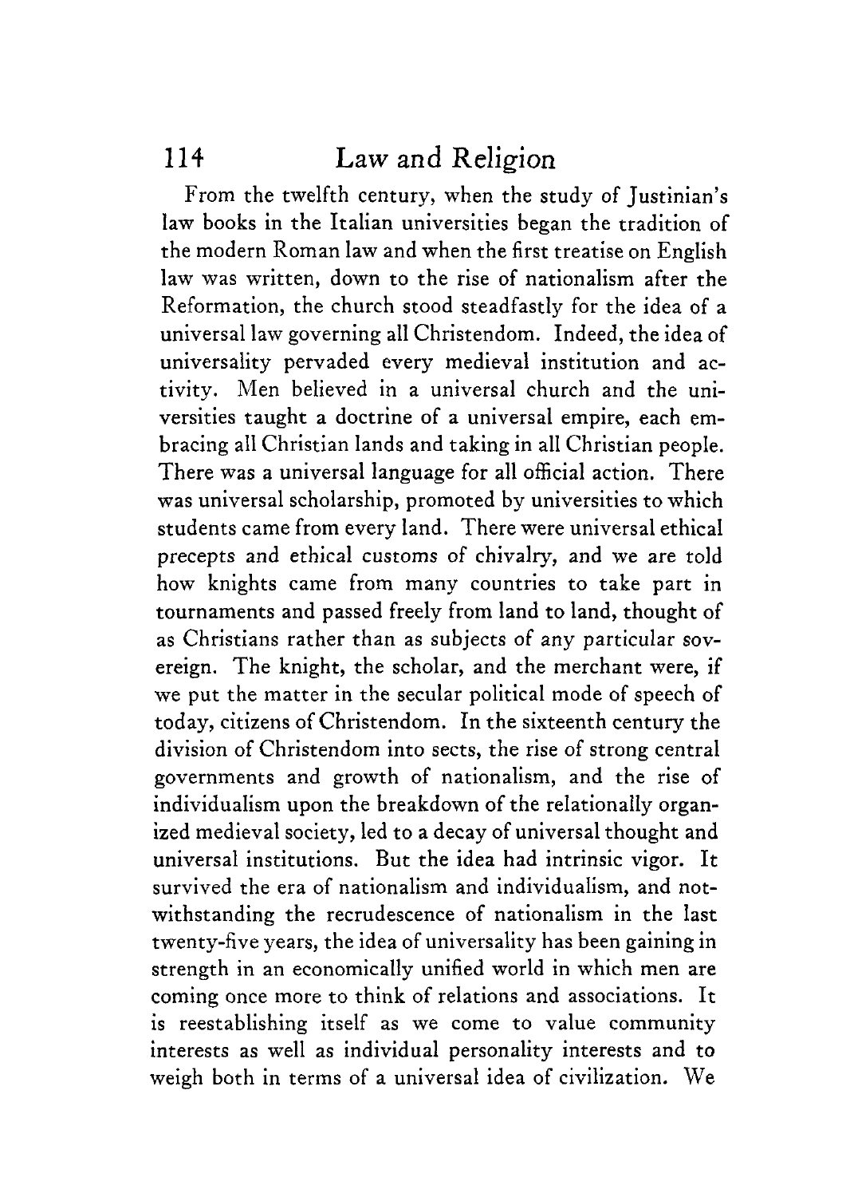From the twelfth century, when the study of Justinian's law books in the Italian universities began the tradition of the modern Roman law and when the first treatise on English law was written, down to the rise of nationalism after the Reformation, the church stood steadfastly for the idea of a universal law governing all Christendom. Indeed, the idea of universality pervaded every medieval institution and activity. Men believed in a universal church and the universities taught a doctrine of a universal empire, each embracing all Christian lands and taking in all Christian people. There was a universal language for all official action. There was universal scholarship, promoted by universities to which students came from every land. There were universal ethical precepts and ethical customs of chivalry, and we are told how knights came from many countries to take part in tournaments and passed freely from land to land, thought of as Christians rather than as subjects of any particular sovereign. The knight, the scholar, and the merchant were, if we put the matter in the secular political mode of speech of today, citizens of Christendom. In the sixteenth century the division of Christendom into sects, the rise of strong central governments and growth of nationalism, and the rise of individualism upon the breakdown of the relationally organized medieval society, led to a decay of universal thought and universal institutions. But the idea had intrinsic vigor. It survived the era of nationalism and individualism, and notwithstanding the recrudescence of nationalism in the last twenty-five years, the idea of universality has been gaining in strength in an economically unified world in which men are coming once more to think of relations and associations. It is reestablishing itself as we come to value community interests as well as individual personality interests and to weigh both in terms of a universal idea of civilization. We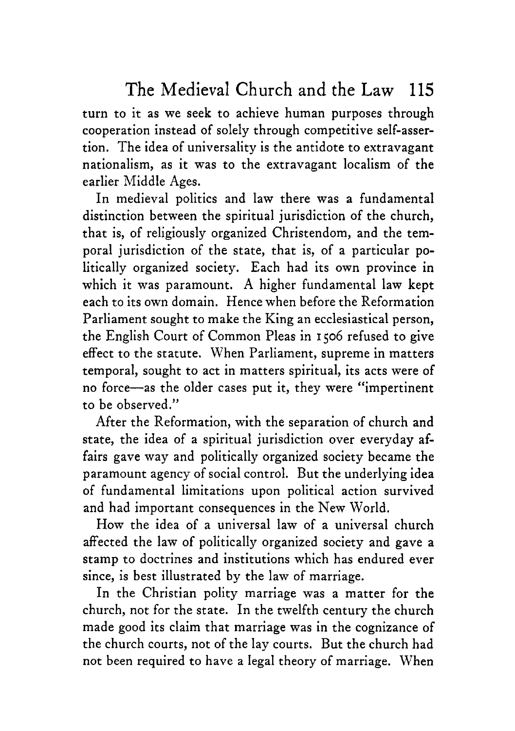turn to it as we seek to achieve human purposes through cooperation instead of solely through competitive self-assertion. The idea of universality is the antidote to extravagant nationalism, as it was to the extravagant localism of the earlier Middle Ages.

In medieval politics and law there was a fundamental distinction between the spiritual jurisdiction of the church, that is, of religiously organized Christendom, and the temporal jurisdiction of the state, that is, of a particular politically organized society. Each had its own province in which it was paramount. A higher fundamental law kept each to its own domain. Hence when before the Reformation Parliament sought to make the King an ecclesiastical person, the English Court of Common Pleas in 1506 refused to give effect to the statute. When Parliament, supreme in matters temporal, sought to act in matters spiritual, its acts were of no force—as the older cases put it, they were "impertinent to be observed."

After the Reformation, with the separation of church and state, the idea of a spiritual jurisdiction over everyday affairs gave way and politically organized society became the paramount agency of social control. But the underlying idea of fundamental limitations upon political action survived and had important consequences in the New World.

How the idea of a universal law of a universal church affected the law of politically organized society and gave a stamp to doctrines and institutions which has endured ever since, is best illustrated by the law of marriage.

In the Christian polity marriage was a matter for the church, not for the state. In the twelfth century the church made good its claim that marriage was in the cognizance of the church courts, not of the lay courts. But the church had not been required to have a legal theory of marriage. When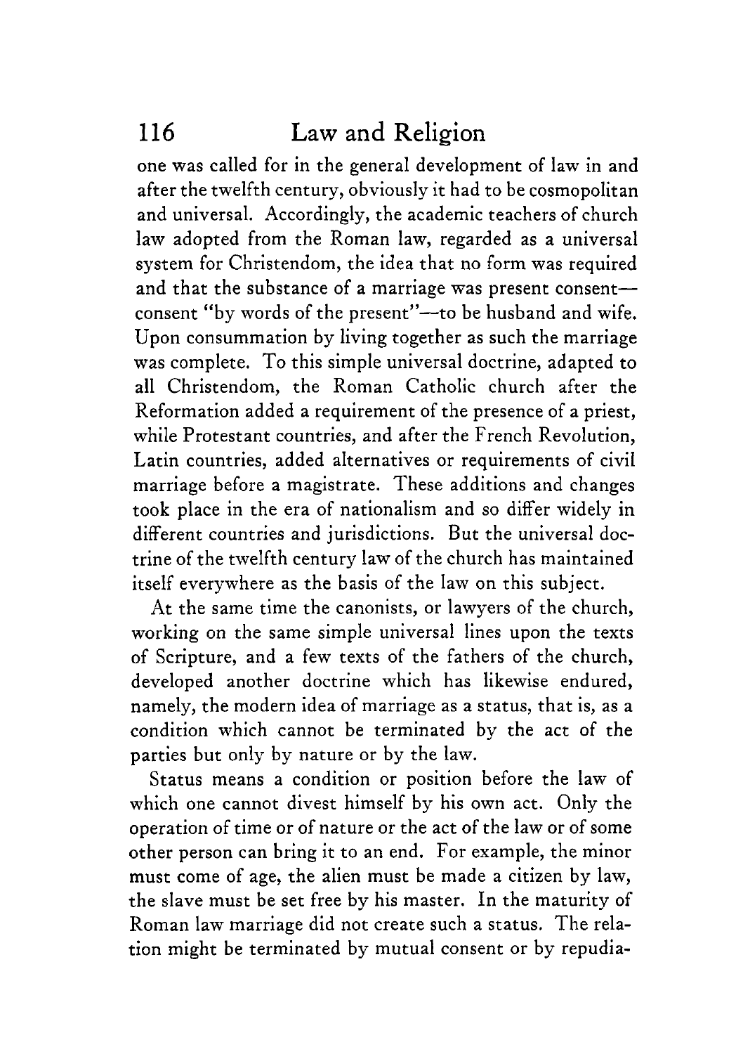one was called for in the general development of law in and after the twelfth century, obviously it had to be cosmopolitan and universal. Accordingly, the academic teachers of church law adopted from the Roman law, regarded as a universal system for Christendom, the idea that no form was required and that the substance of a marriage was present consent—consent "by words of the present"—to be husband and wife. Upon consummation by living together as such the marriage was complete. To this simple universal doctrine, adapted to all Christendom, the Roman Catholic church after the Reformation added a requirement of the presence of a priest, while Protestant countries, and after the French Revolution, Latin countries, added alternatives or requirements of civil marriage before a magistrate. These additions and changes took place in the era of nationalism and so differ widely in different countries and jurisdictions. But the universal doctrine of the twelfth century law of the church has maintained itself everywhere as the basis of the law on this subject.

At the same time the canonists, or lawyers of the church, working on the same simple universal lines upon the texts of Scripture, and a few texts of the fathers of the church, developed another doctrine which has likewise endured, namely, the modern idea of marriage as a status, that is, as a condition which cannot be terminated by the act of the parties but only by nature or by the law.

Status means a condition or position before the law of which one cannot divest himself by his own act. Only the operation of time or of nature or the act of the law or of some other person can bring it to an end. For example, the minor must come of age, the alien must be made a citizen by law, the slave must be set free by his master. In the maturity of Roman law marriage did not create such a status. The relation might be terminated by mutual consent or by repudia-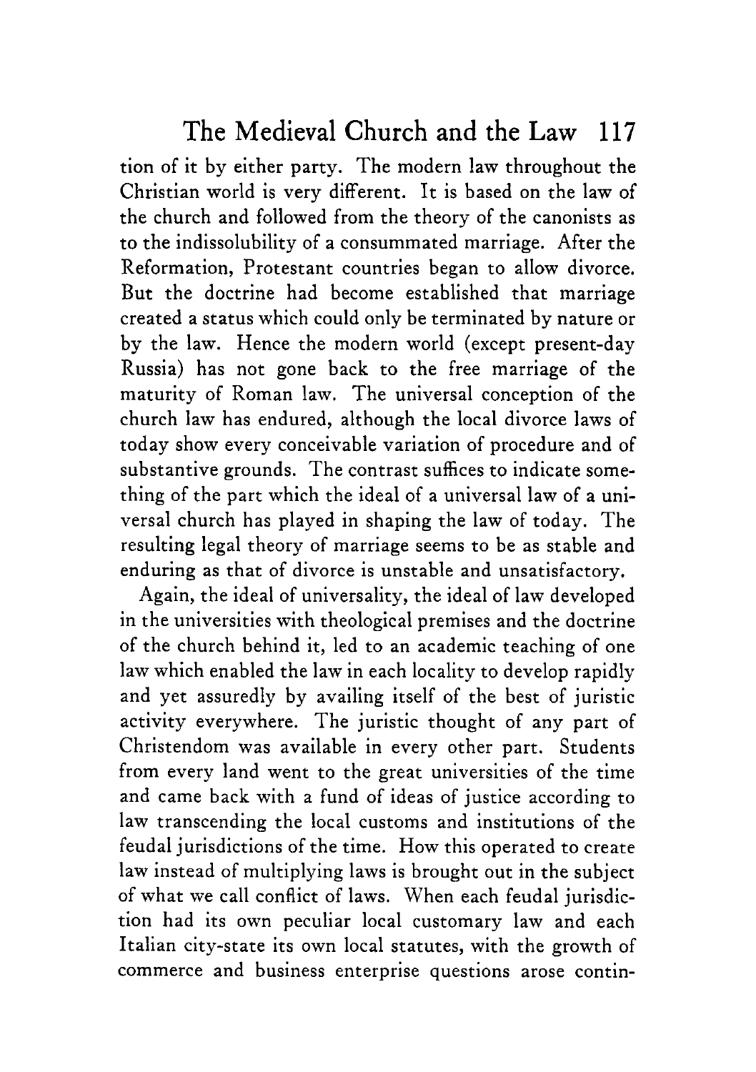tion of it by either party. The modern law throughout the Christian world is very different. It is based on the law of the church and followed from the theory of the canonists as to the indissolubility of a consummated marriage. After the Reformation, Protestant countries began to allow divorce. But the doctrine had become established that marriage created a status which could only be terminated by nature or by the law. Hence the modern world (except present-day Russia) has not gone back to the free marriage of the maturity of Roman law. The universal conception of the church law has endured, although the local divorce laws of today show every conceivable variation of procedure and of substantive grounds. The contrast suffices to indicate something of the part which the ideal of a universal law of a universal church has played in shaping the law of today. The resulting legal theory of marriage seems to be as stable and enduring as that of divorce is unstable and unsatisfactory.

Again, the ideal of universality, the ideal of law developed in the universities with theological premises and the doctrine of the church behind it, led to an academic teaching of one law which enabled the law in each locality to develop rapidly and yet assuredly by availing itself of the best of juristic activity everywhere. The juristic thought of any part of Christendom was available in every other part. Students from every land went to the great universities of the time and came back with a fund of ideas of justice according to law transcending the local customs and institutions of the feudal jurisdictions of the time. How this operated to create law instead of multiplying laws is brought out in the subject of what we call conflict of laws. When each feudal jurisdiction had its own peculiar local customary law and each Italian city-state its own local statutes, with the growth of commerce and business enterprise questions arose contin-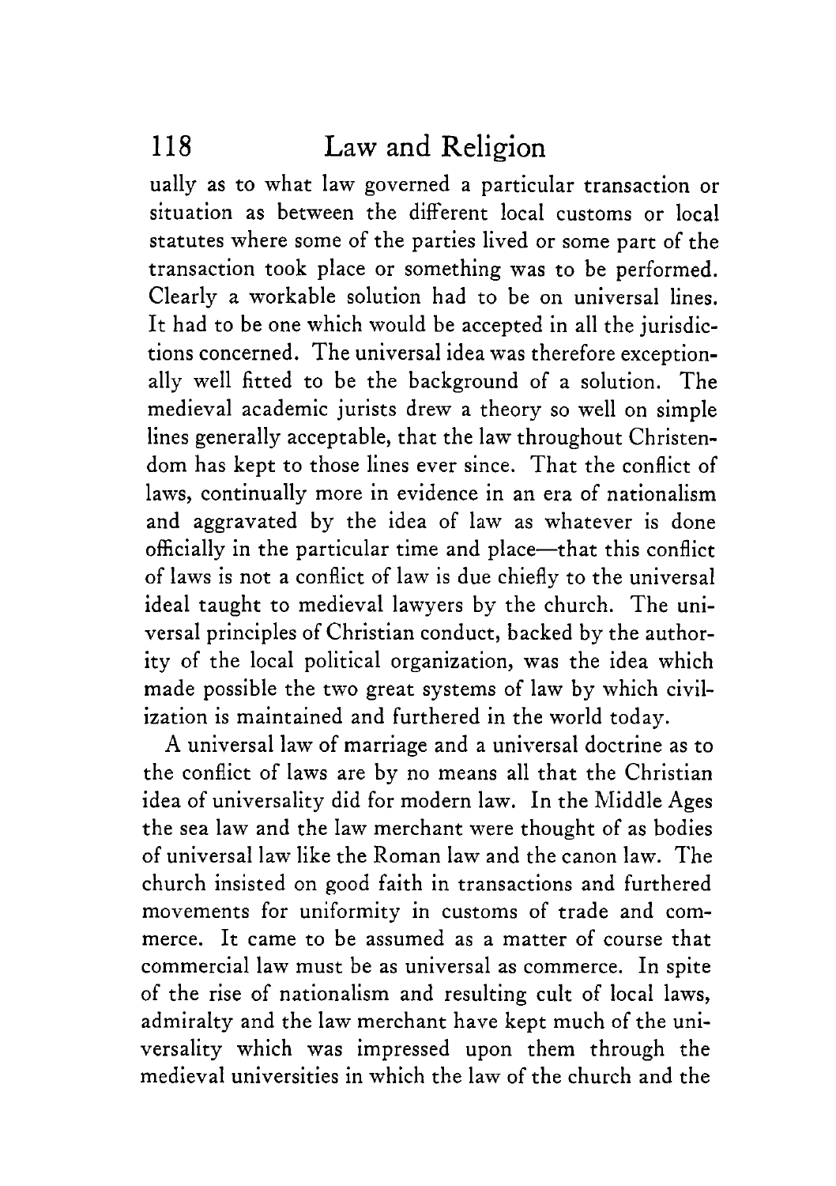ually as to what law governed a particular transaction or situation as between the different local customs or local statutes where some of the parties lived or some part of the transaction took place or something was to be performed. Clearly a workable solution had to be on universal lines. It had to be one which would be accepted in all the jurisdictions concerned. The universal idea was therefore exceptionally well fitted to be the background of a solution. The medieval academic jurists drew a theory so well on simple lines generally acceptable, that the law throughout Christendom has kept to those lines ever since. That the conflict of laws, continually more in evidence in an era of nationalism and aggravated by the idea of law as whatever is done officially in the particular time and place—that this conflict of laws is not a conflict of law is due chiefly to the universal ideal taught to medieval lawyers by the church. The universal principles of Christian conduct, backed by the authority of the local political organization, was the idea which made possible the two great systems of law by which civilization is maintained and furthered in the world today.

A universal law of marriage and a universal doctrine as to the conflict of laws are by no means all that the Christian idea of universality did for modern law. In the Middle Ages the sea law and the law merchant were thought of as bodies of universal law like the Roman law and the canon law. The church insisted on good faith in transactions and furthered movements for uniformity in customs of trade and commerce. It came to be assumed as a matter of course that commercial law must be as universal as commerce. In spite of the rise of nationalism and resulting cult of local laws, admiralty and the law merchant have kept much of the universality which was impressed upon them through the medieval universities in which the law of the church and the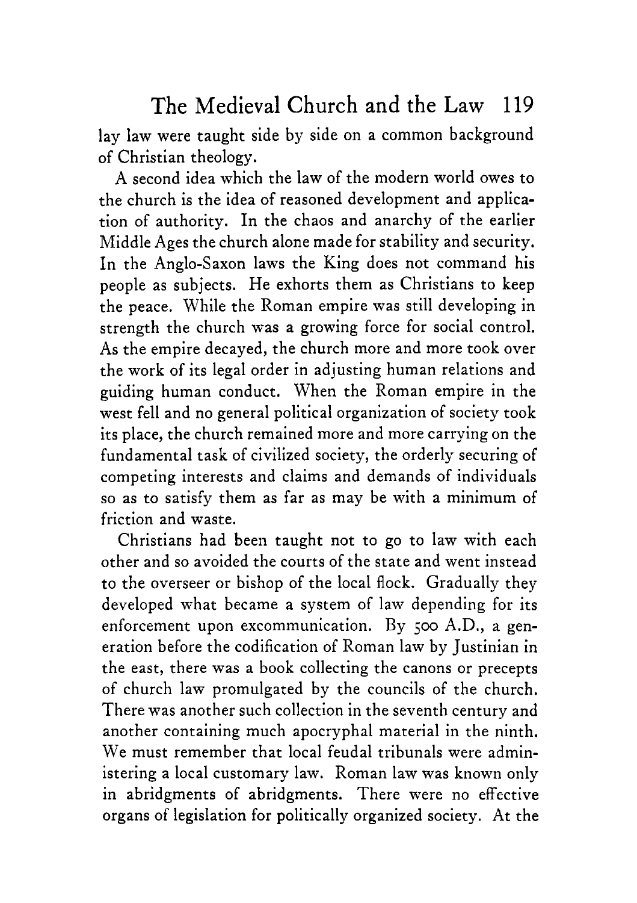lay law were taught side by side on a common background of Christian theology.

A second idea which the law of the modern world owes to the church is the idea of reasoned development and application of authority. In the chaos and anarchy of the earlier Middle Ages the church alone made for stability and security. In the Anglo-Saxon laws the King does not command his people as subjects. He exhorts them as Christians to keep the peace. While the Roman empire was still developing in strength the church was a growing force for social control. As the empire decayed, the church more and more took over the work of its legal order in adjusting human relations and guiding human conduct. When the Roman empire in the west fell and no general political organization of society took its place, the church remained more and more carrying on the fundamental task of civilized society, the orderly securing of competing interests and claims and demands of individuals so as to satisfy them as far as may be with a minimum of friction and waste.

Christians had been taught not to go to law with each other and so avoided the courts of the state and went instead to the overseer or bishop of the local flock. Gradually they developed what became a system of law depending for its enforcement upon excommunication. By 500 A.D., a generation before the codification of Roman law by Justinian in the east, there was a book collecting the canons or precepts of church law promulgated by the councils of the church. There was another such collection in the seventh century and another containing much apocryphal material in the ninth. We must remember that local feudal tribunals were administering a local customary law. Roman law was known only in abridgments of abridgments. There were no effective organs of legislation for politically organized society. At the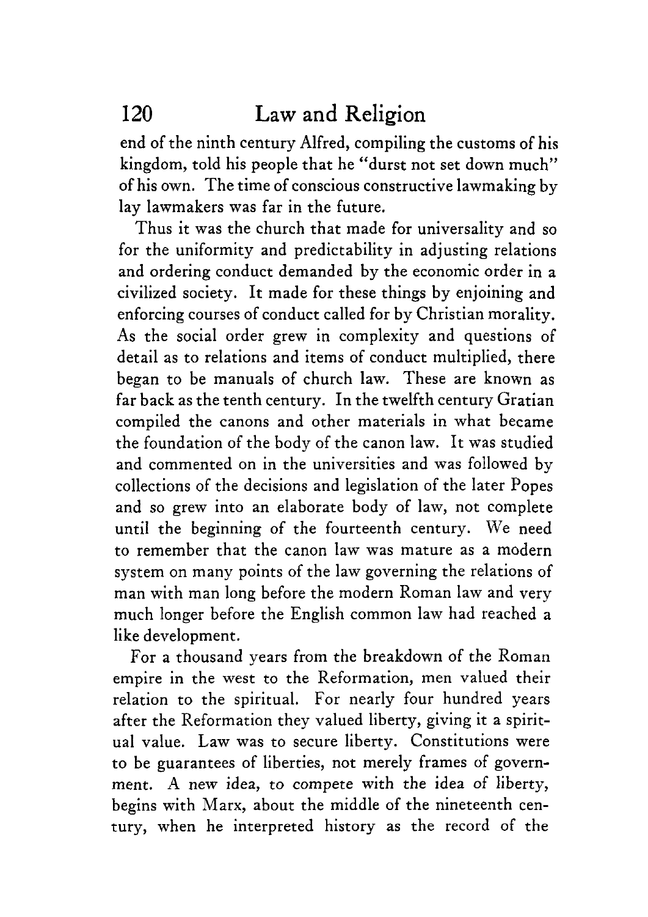end of the ninth century Alfred, compiling the customs of his kingdom, told his people that he "durst not set down much" of his own. The time of conscious constructive lawmaking by lay lawmakers was far in the future.

Thus it was the church that made for universality and so for the uniformity and predictability in adjusting relations and ordering conduct demanded by the economic order in a civilized society. It made for these things by enjoining and enforcing courses of conduct called for by Christian morality. As the social order grew in complexity and questions of detail as to relations and items of conduct multiplied, there began to be manuals of church law. These are known as far back as the tenth century. In the twelfth century Gratian compiled the canons and other materials in what became the foundation of the body of the canon law. It was studied and commented on in the universities and was followed by collections of the decisions and legislation of the later Popes and so grew into an elaborate body of law, not complete until the beginning of the fourteenth century. We need to remember that the canon law was mature as a modern system on many points of the law governing the relations of man with man long before the modern Roman law and very much longer before the English common law had reached a like development.

For a thousand years from the breakdown of the Roman empire in the west to the Reformation, men valued their relation to the spiritual. For nearly four hundred years after the Reformation they valued liberty, giving it a spiritual value. Law was to secure liberty. Constitutions were to be guarantees of liberties, not merely frames of government. A new idea, to compete with the idea of liberty, begins with Marx, about the middle of the nineteenth century, when he interpreted history as the record of the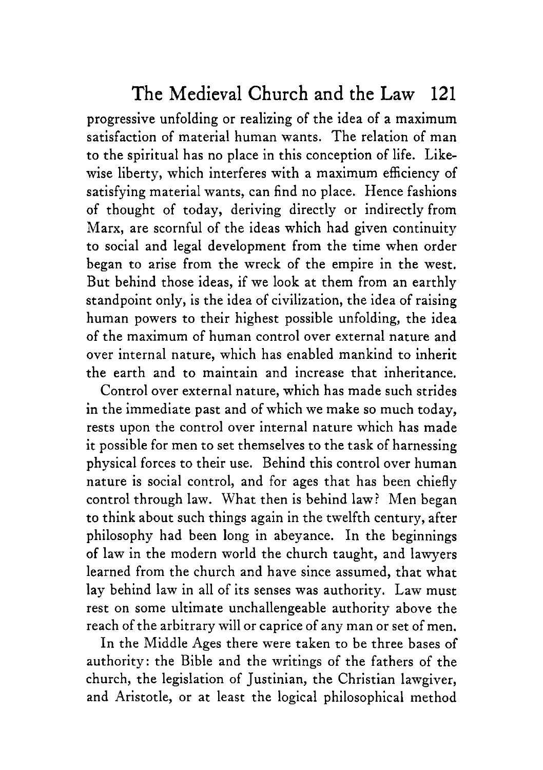progressive unfolding or realizing of the idea of a maximum satisfaction of material human wants. The relation of man to the spiritual has no place in this conception of life. Likewise liberty, which interferes with a maximum efficiency of satisfying material wants, can find no place. Hence fashions of thought of today, deriving directly or indirectly from Marx, are scornful of the ideas which had given continuity to social and legal development from the time when order began to arise from the wreck of the empire in the west. But behind those ideas, if we look at them from an earthly standpoint only, is the idea of civilization, the idea of raising human powers to their highest possible unfolding, the idea of the maximum of human control over external nature and over internal nature, which has enabled mankind to inherit the earth and to maintain and increase that inheritance.

Control over external nature, which has made such strides in the immediate past and of which we make so much today, rests upon the control over internal nature which has made it possible for men to set themselves to the task of harnessing physical forces to their use. Behind this control over human nature is social control, and for ages that has been chiefly control through law. What then is behind law? Men began to think about such things again in the twelfth century, after philosophy had been long in abeyance. In the beginnings of law in the modern world the church taught, and lawyers learned from the church and have since assumed, that what lay behind law in all of its senses was authority. Law must rest on some ultimate unchallengeable authority above the reach of the arbitrary will or caprice of any man or set of men.

In the Middle Ages there were taken to be three bases of authority: the Bible and the writings of the fathers of the church, the legislation of Justinian, the Christian lawgiver, and Aristotle, or at least the logical philosophical method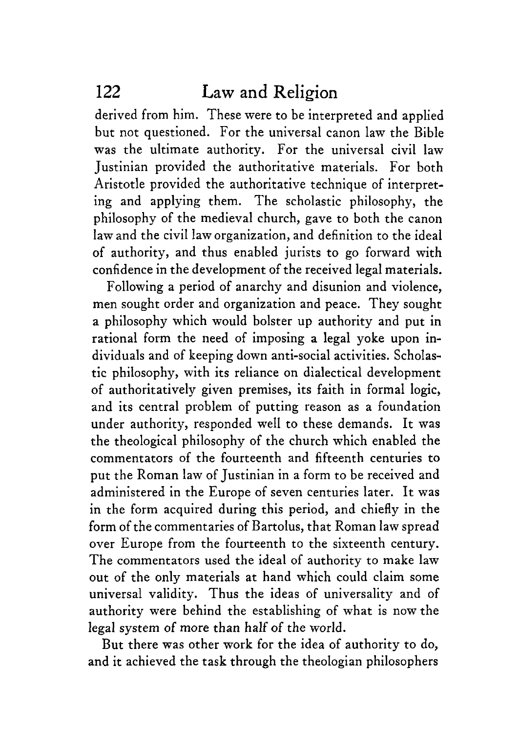derived from him. These were to be interpreted and applied but not questioned. For the universal canon law the Bible was the ultimate authority. For the universal civil law Justinian provided the authoritative materials. For both Aristotle provided the authoritative technique of interpreting and applying them. The scholastic philosophy, the philosophy of the medieval church, gave to both the canon law and the civil law organization, and definition to the ideal of authority, and thus enabled jurists to go forward with confidence in the development of the received legal materials.

Following a period of anarchy and disunion and violence, men sought order and organization and peace. They sought a philosophy which would bolster up authority and put in rational form the need of imposing a legal yoke upon individuals and of keeping down anti-social activities. Scholastic philosophy, with its reliance on dialectical development of authoritatively given premises, its faith in formal logic, and its central problem of putting reason as a foundation under authority, responded well to these demands. It was the theological philosophy of the church which enabled the commentators of the fourteenth and fifteenth centuries to put the Roman law of Justinian in a form to be received and administered in the Europe of seven centuries later. It was in the form acquired during this period, and chiefly in the form of the commentaries of Bartolus, that Roman law spread over Europe from the fourteenth to the sixteenth century. The commentators used the ideal of authority to make law out of the only materials at hand which could claim some universal validity. Thus the ideas of universality and of authority were behind the establishing of what is now the legal system of more than half of the world.

But there was other work for the idea of authority to do, and it achieved the task through the theologian philosophers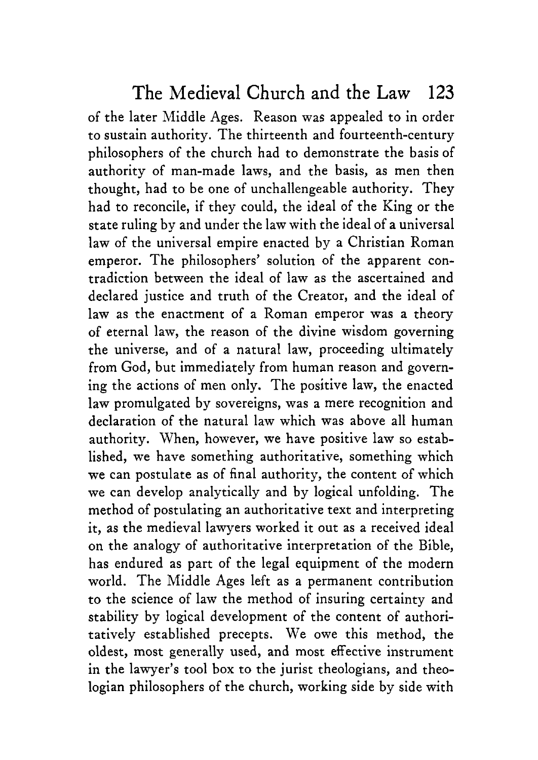of the later Middle Ages. Reason was appealed to in order to sustain authority. The thirteenth and fourteenth-century philosophers of the church had to demonstrate the basis of authority of man-made laws, and the basis, as men then thought, had to be one of unchallengeable authority. They had to reconcile, if they could, the ideal of the King or the state ruling by and under the law with the ideal of a universal law of the universal empire enacted by a Christian Roman emperor. The philosophers' solution of the apparent contradiction between the ideal of law as the ascertained and declared justice and truth of the Creator, and the ideal of law as the enactment of a Roman emperor was a theory of eternal law, the reason of the divine wisdom governing the universe, and of a natural law, proceeding ultimately from God, but immediately from human reason and governing the actions of men only. The positive law, the enacted law promulgated by sovereigns, was a mere recognition and declaration of the natural law which was above all human authority. When, however, we have positive law so established, we have something authoritative, something which we can postulate as of final authority, the content of which we can develop analytically and by logical unfolding. The method of postulating an authoritative text and interpreting it, as the medieval lawyers worked it out as a received ideal on the analogy of authoritative interpretation of the Bible, has endured as part of the legal equipment of the modern world. The Middle Ages left as a permanent contribution to the science of law the method of insuring certainty and stability by logical development of the content of authoritatively established precepts. We owe this method, the oldest, most generally used, and most effective instrument in the lawyer's tool box to the jurist theologians, and theologian philosophers of the church, working side by side with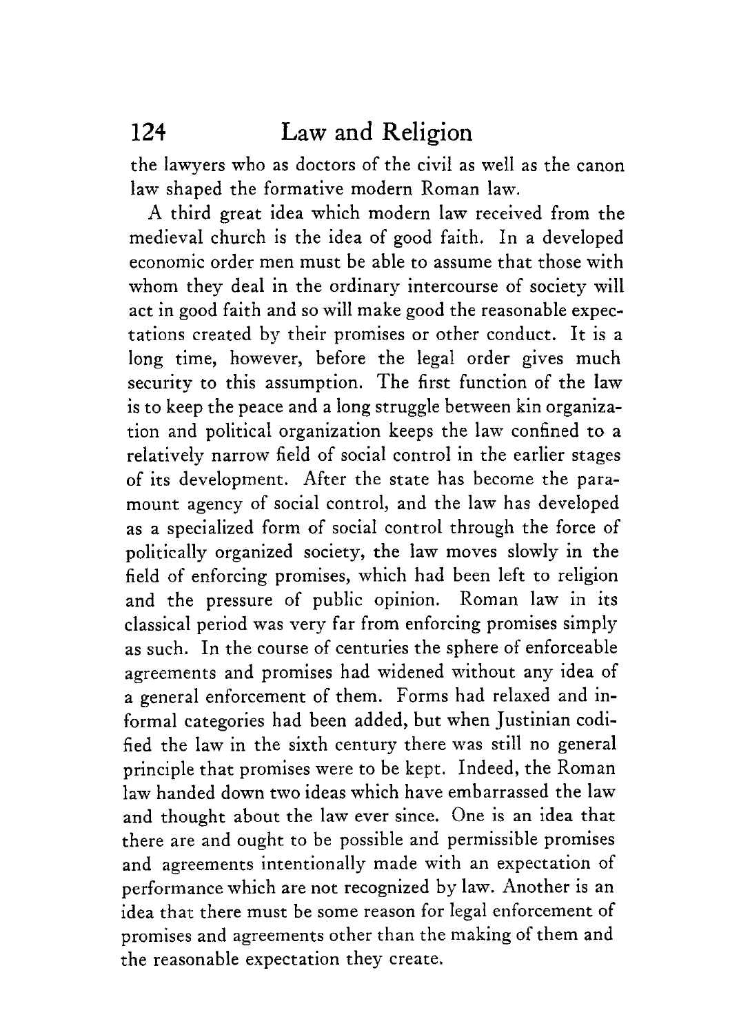the lawyers who as doctors of the civil as well as the canon law shaped the formative modern Roman law.

A third great idea which modern law received from the medieval church is the idea of good faith. In a developed economic order men must be able to assume that those with whom they deal in the ordinary intercourse of society will act in good faith and so will make good the reasonable expectations created by their promises or other conduct. It is a long time, however, before the legal order gives much security to this assumption. The first function of the law is to keep the peace and a long struggle between kin organization and political organization keeps the law confined to a relatively narrow field of social control in the earlier stages of its development. After the state has become the paramount agency of social control, and the law has developed as a specialized form of social control through the force of politically organized society, the law moves slowly in the field of enforcing promises, which had been left to religion and the pressure of public opinion. Roman law in its classical period was very far from enforcing promises simply as such. In the course of centuries the sphere of enforceable agreements and promises had widened without any idea of a general enforcement of them. Forms had relaxed and informal categories had been added, but when Justinian codified the law in the sixth century there was still no general principle that promises were to be kept. Indeed, the Roman law handed down two ideas which have embarrassed the law and thought about the law ever since. One is an idea that there are and ought to be possible and permissible promises and agreements intentionally made with an expectation of performance which are not recognized by law. Another is an idea that there must be some reason for legal enforcement of promises and agreements other than the making of them and the reasonable expectation they create.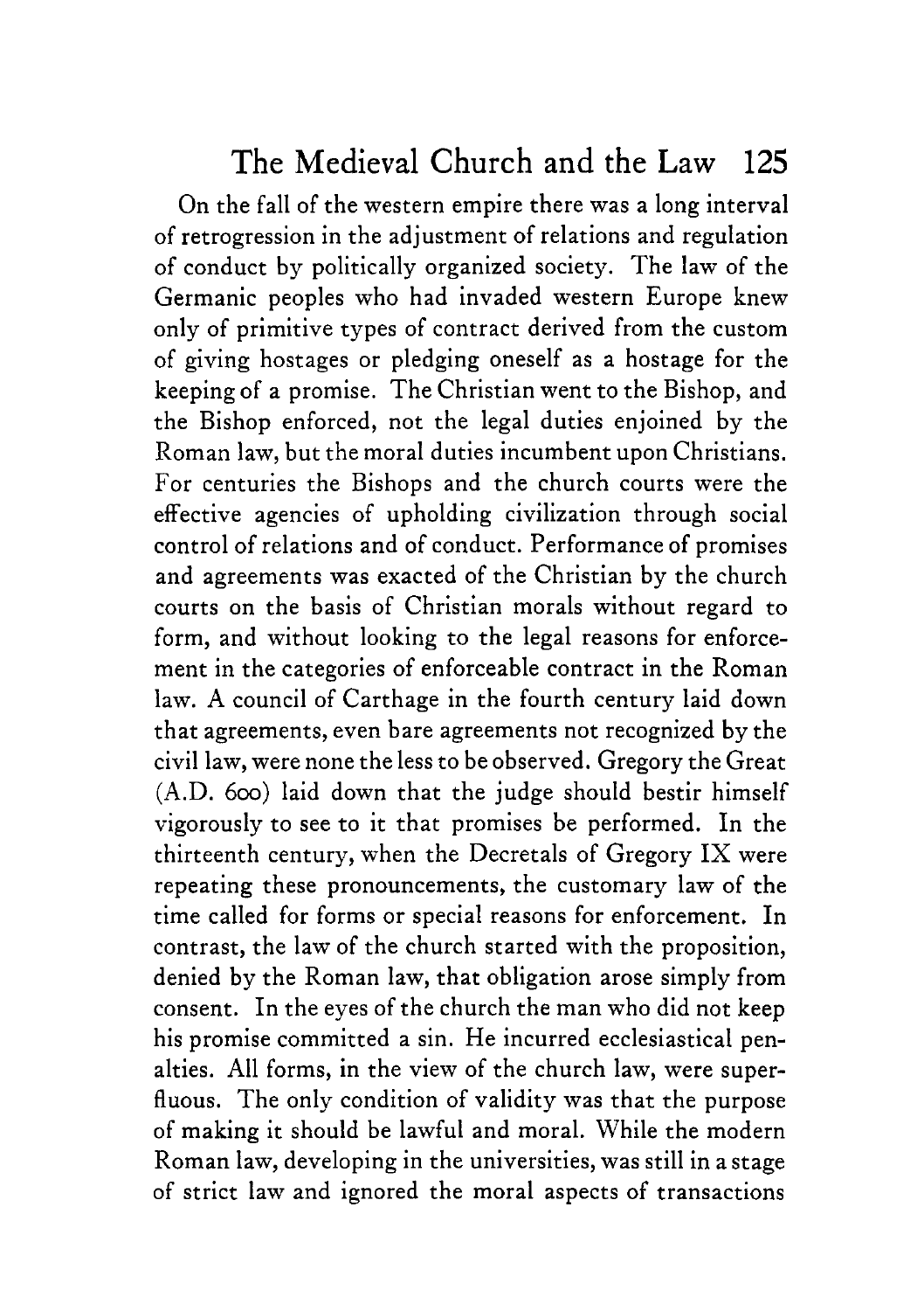On the fall of the western empire there was a long interval of retrogression in the adjustment of relations and regulation of conduct by politically organized society. The law of the Germanic peoples who had invaded western Europe knew only of primitive types of contract derived from the custom of giving hostages or pledging oneself as a hostage for the keeping of a promise. The Christian went to the Bishop, and the Bishop enforced, not the legal duties enjoined by the Roman law, but the moral duties incumbent upon Christians. For centuries the Bishops and the church courts were the effective agencies of upholding civilization through social control of relations and of conduct. Performance of promises and agreements was exacted of the Christian by the church courts on the basis of Christian morals without regard to form, and without looking to the legal reasons for enforcement in the categories of enforceable contract in the Roman law. A council of Carthage in the fourth century laid down that agreements, even bare agreements not recognized by the civil law, were none the less to be observed. Gregory the Great (A.D. 600) laid down that the judge should bestir himself vigorously to see to it that promises be performed. In the thirteenth century, when the Decretals of Gregory IX were repeating these pronouncements, the customary law of the time called for forms or special reasons for enforcement. In contrast, the law of the church started with the proposition, denied by the Roman law, that obligation arose simply from consent. In the eyes of the church the man who did not keep his promise committed a sin. He incurred ecclesiastical penalties. All forms, in the view of the church law, were superfluous. The only condition of validity was that the purpose of making it should be lawful and moral. While the modern Roman law, developing in the universities, was still in a stage of strict law and ignored the moral aspects of transactions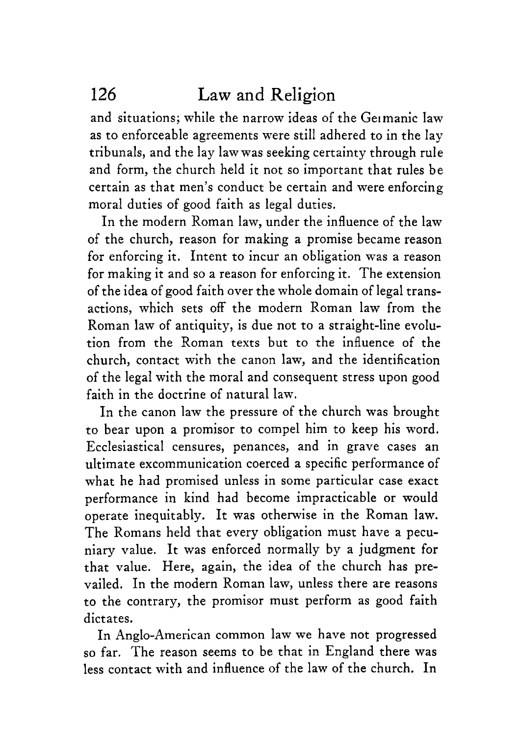and situations; while the narrow ideas of the Germanic law as to enforceable agreements were still adhered to in the lay tribunals, and the lay law was seeking certainty through rule and form, the church held it not so important that rules be certain as that men's conduct be certain and were enforcing moral duties of good faith as legal duties.

In the modern Roman law, under the influence of the law of the church, reason for making a promise became reason for enforcing it. Intent to incur an obligation was a reason for making it and so a reason for enforcing it. The extension of the idea of good faith over the whole domain of legal transactions, which sets off the modern Roman law from the Roman law of antiquity, is due not to a straight-line evolution from the Roman texts but to the influence of the church, contact with the canon law, and the identification of the legal with the moral and consequent stress upon good faith in the doctrine of natural law.

In the canon law the pressure of the church was brought to bear upon a promisor to compel him to keep his word. Ecclesiastical censures, penances, and in grave cases an ultimate excommunication coerced a specific performance of what he had promised unless in some particular case exact performance in kind had become impracticable or would operate inequitably. It was otherwise in the Roman law. The Romans held that every obligation must have a pecuniary value. It was enforced normally by a judgment for that value. Here, again, the idea of the church has prevailed. In the modern Roman law, unless there are reasons to the contrary, the promisor must perform as good faith dictates.

In Anglo-American common law we have not progressed so far. The reason seems to be that in England there was less contact with and influence of the law of the church. In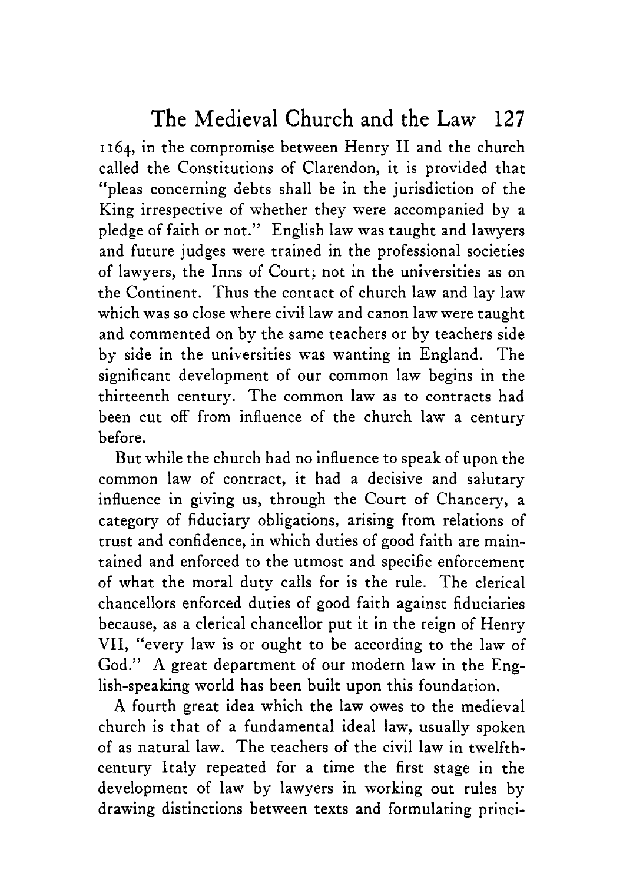1164, in the compromise between Henry II and the church called the Constitutions of Clarendon, it is provided that "pleas concerning debts shall be in the jurisdiction of the King irrespective of whether they were accompanied by a pledge of faith or not." English law was taught and lawyers and future judges were trained in the professional societies of lawyers, the Inns of Court; not in the universities as on the Continent. Thus the contact of church law and lay law which was so close where civil law and canon law were taught and commented on by the same teachers or by teachers side by side in the universities was wanting in England. The significant development of our common law begins in the thirteenth century. The common law as to contracts had been cut off from influence of the church law a century before.

But while the church had no influence to speak of upon the common law of contract, it had a decisive and salutary influence in giving us, through the Court of Chancery, a category of fiduciary obligations, arising from relations of trust and confidence, in which duties of good faith are maintained and enforced to the utmost and specific enforcement of what the moral duty calls for is the rule. The clerical chancellors enforced duties of good faith against fiduciaries because, as a clerical chancellor put it in the reign of Henry VII, "every law is or ought to be according to the law of God." A great department of our modern law in the English-speaking world has been built upon this foundation.

A fourth great idea which the law owes to the medieval church is that of a fundamental ideal law, usually spoken of as natural law. The teachers of the civil law in twelfth-century Italy repeated for a time the first stage in the development of law by lawyers in working out rules by drawing distinctions between texts and formulating princi-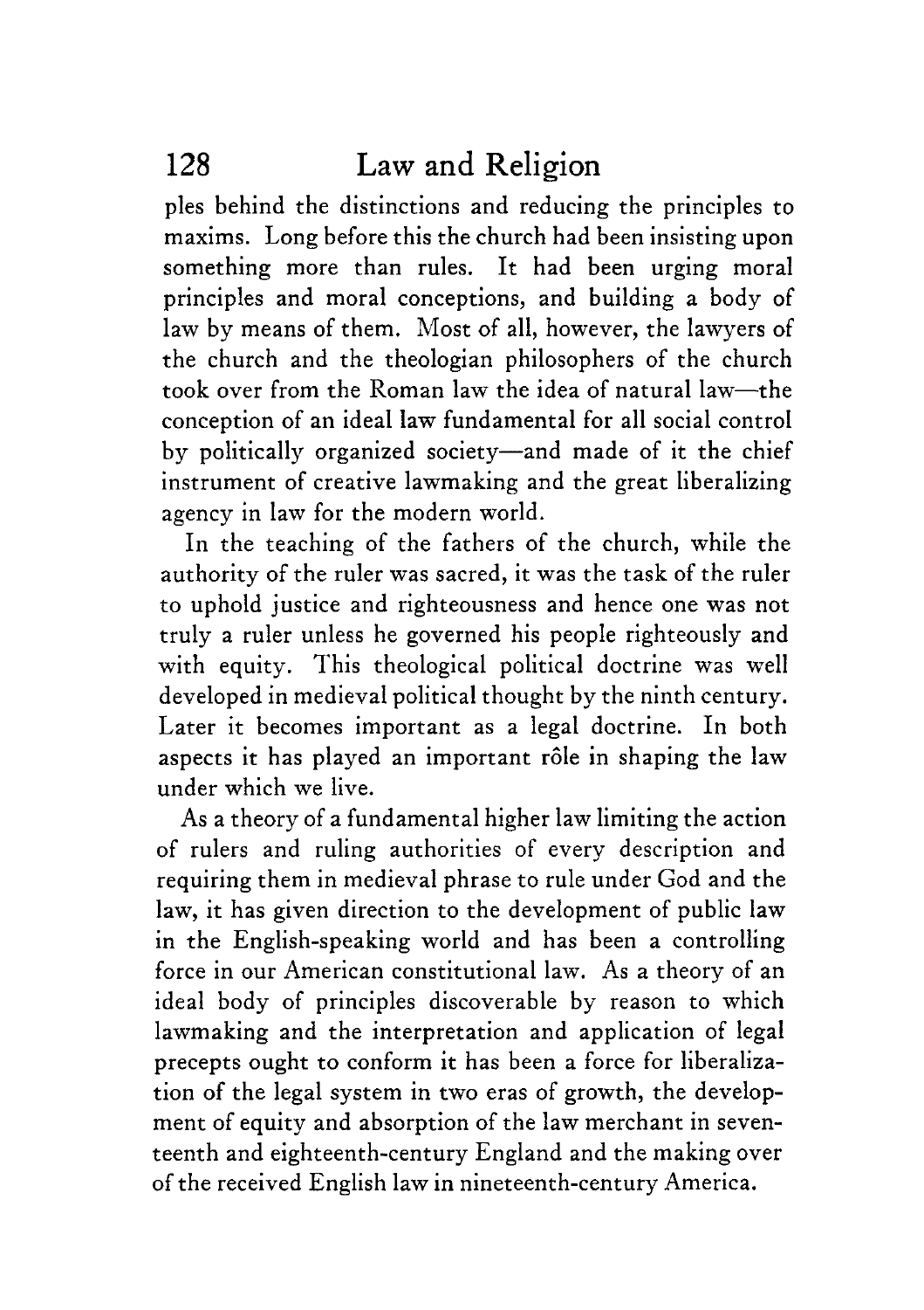ples behind the distinctions and reducing the principles to maxims. Long before this the church had been insisting upon something more than rules. It had been urging moral principles and moral conceptions, and building a body of law by means of them. Most of all, however, the lawyers of the church and the theologian philosophers of the church took over from the Roman law the idea of natural law—the conception of an ideal law fundamental for all social control by politically organized society—and made of it the chief instrument of creative lawmaking and the great liberalizing agency in law for the modern world.

In the teaching of the fathers of the church, while the authority of the ruler was sacred, it was the task of the ruler to uphold justice and righteousness and hence one was not truly a ruler unless he governed his people righteously and with equity. This theological political doctrine was well developed in medieval political thought by the ninth century. Later it becomes important as a legal doctrine. In both aspects it has played an important rôle in shaping the law under which we live.

As a theory of a fundamental higher law limiting the action of rulers and ruling authorities of every description and requiring them in medieval phrase to rule under God and the law, it has given direction to the development of public law in the English-speaking world and has been a controlling force in our American constitutional law. As a theory of an ideal body of principles discoverable by reason to which lawmaking and the interpretation and application of legal precepts ought to conform it has been a force for liberalization of the legal system in two eras of growth, the development of equity and absorption of the law merchant in seventeenth and eighteenth-century England and the making over of the received English law in nineteenth-century America.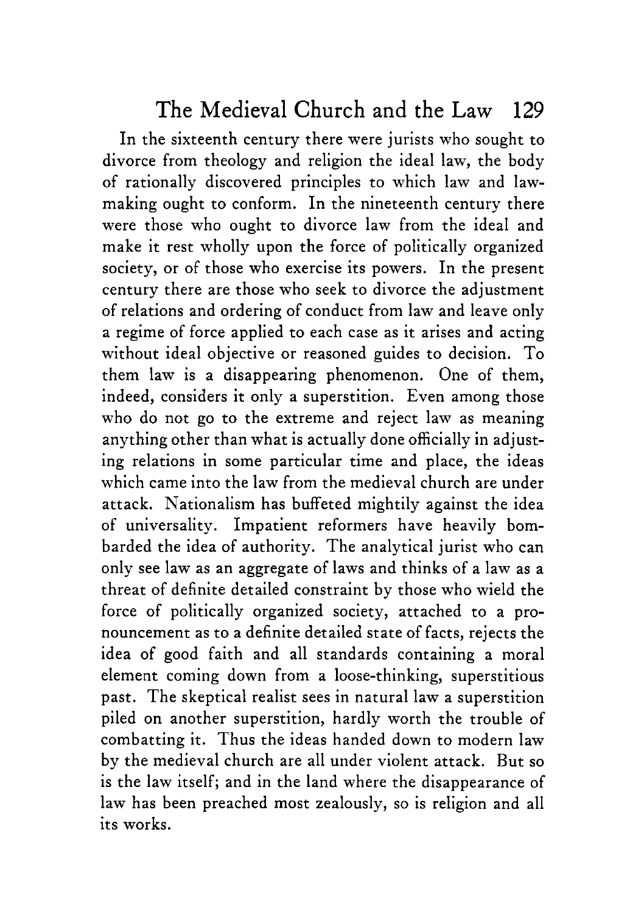In the sixteenth century there were jurists who sought to divorce from theology and religion the ideal law, the body of rationally discovered principles to which law and law-making ought to conform. In the nineteenth century there were those who ought to divorce law from the ideal and make it rest wholly upon the force of politically organized society, or of those who exercise its powers. In the present century there are those who seek to divorce the adjustment of relations and ordering of conduct from law and leave only a regime of force applied to each case as it arises and acting without ideal objective or reasoned guides to decision. To them law is a disappearing phenomenon. One of them, indeed, considers it only a superstition. Even among those who do not go to the extreme and reject law as meaning anything other than what is actually done officially in adjusting relations in some particular time and place, the ideas which came into the law from the medieval church are under attack. Nationalism has buffeted mightily against the idea of universality. Impatient reformers have heavily bombarded the idea of authority. The analytical jurist who can only see law as an aggregate of laws and thinks of a law as a threat of definite detailed constraint by those who wield the force of politically organized society, attached to a pronouncement as to a definite detailed state of facts, rejects the idea of good faith and all standards containing a moral element coming down from a loose-thinking, superstitious past. The skeptical realist sees in natural law a superstition piled on another superstition, hardly worth the trouble of combatting it. Thus the ideas handed down to modern law by the medieval church are all under violent attack. But so is the law itself; and in the land where the disappearance of law has been preached most zealously, so is religion and all its works.